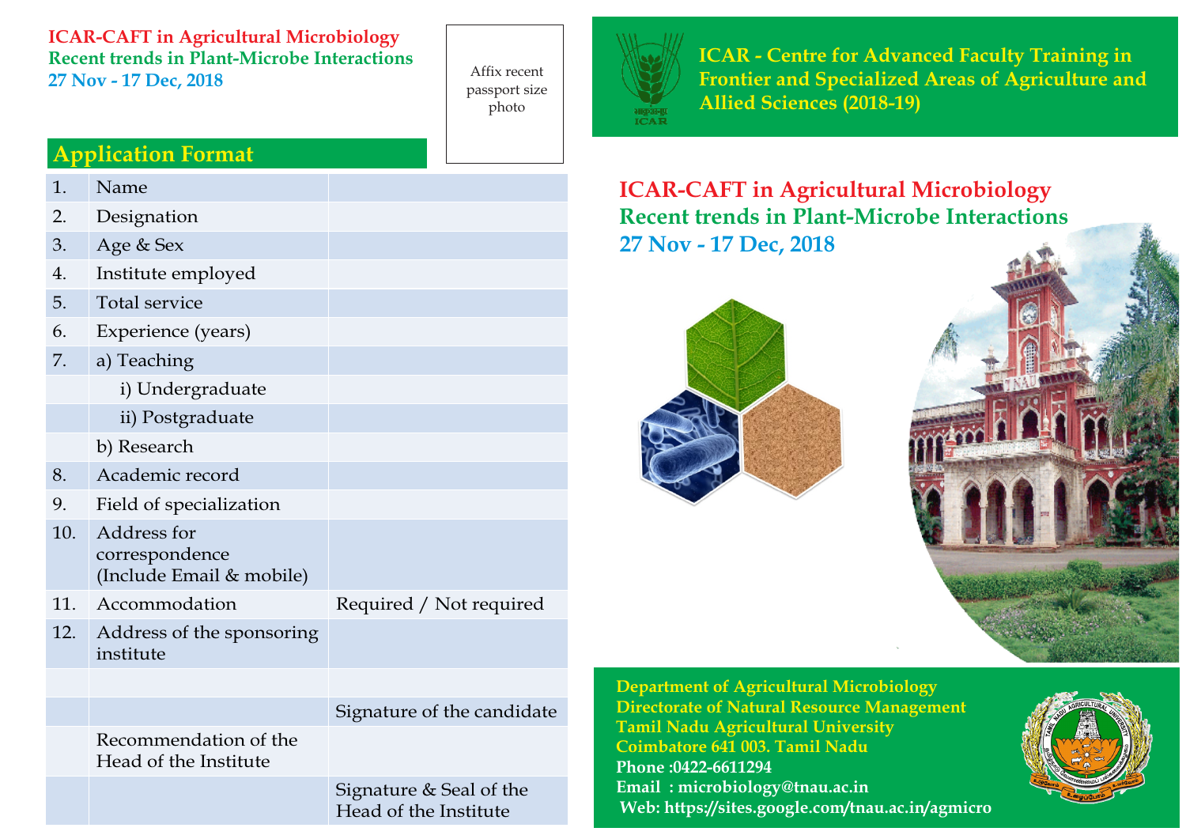**ICAR-CAFT in Agricultural Microbiology**
**Recent trends in Plant-Microbe Interactions**
**27 Nov - 17 Dec, 2018**

Affix recent passport size photo

## Application Format

| | | |
|---|---|---|
| 1. | Name | |
| 2. | Designation | |
| 3. | Age & Sex | |
| 4. | Institute employed | |
| 5. | Total service | |
| 6. | Experience (years) | |
| 7. | a) Teaching | |
| | i) Undergraduate | |
| | ii) Postgraduate | |
| | b) Research | |
| 8. | Academic record | |
| 9. | Field of specialization | |
| 10. | Address for correspondence (Include Email & mobile) | |
| 11. | Accommodation | Required / Not required |
| 12. | Address of the sponsoring institute | |
| | | |
| | | Signature of the candidate |
| | Recommendation of the Head of the Institute | |
| | | Signature & Seal of the Head of the Institute |

## ICAR - Centre for Advanced Faculty Training in Frontier and Specialized Areas of Agriculture and Allied Sciences (2018-19)

# ICAR-CAFT in Agricultural Microbiology

## Recent trends in Plant-Microbe Interactions

### 27 Nov - 17 Dec, 2018

**Department of Agricultural Microbiology**
**Directorate of Natural Resource Management**
**Tamil Nadu Agricultural University**
**Coimbatore 641 003. Tamil Nadu**
**Phone :0422-6611294**
**Email : microbiology@tnau.ac.in**
**Web: https://sites.google.com/tnau.ac.in/agmicro**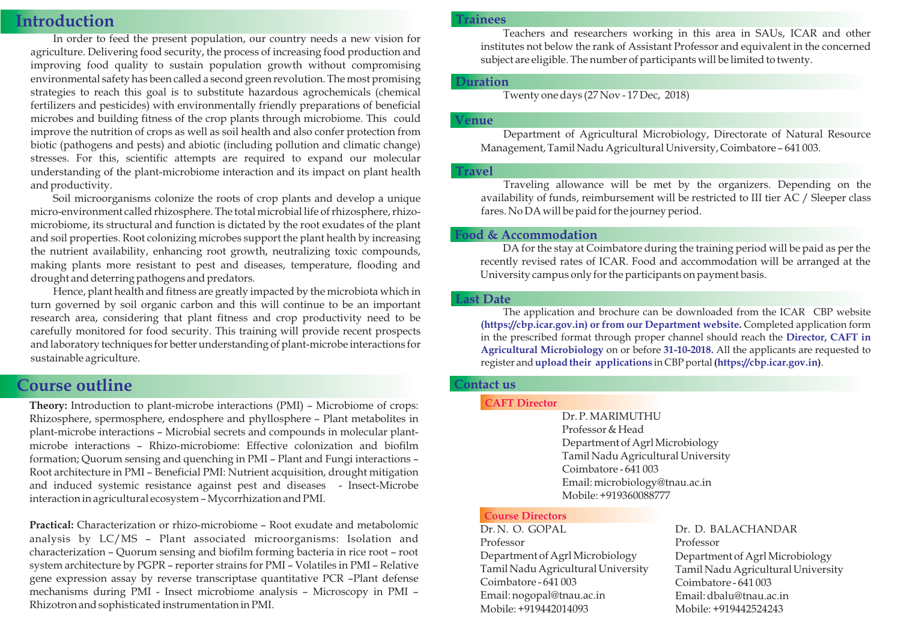## Introduction

In order to feed the present population, our country needs a new vision for agriculture. Delivering food security, the process of increasing food production and improving food quality to sustain population growth without compromising environmental safety has been called a second green revolution. The most promising strategies to reach this goal is to substitute hazardous agrochemicals (chemical fertilizers and pesticides) with environmentally friendly preparations of beneficial microbes and building fitness of the crop plants through microbiome. This could improve the nutrition of crops as well as soil health and also confer protection from biotic (pathogens and pests) and abiotic (including pollution and climatic change) stresses. For this, scientific attempts are required to expand our molecular understanding of the plant-microbiome interaction and its impact on plant health and productivity.

Soil microorganisms colonize the roots of crop plants and develop a unique micro-environment called rhizosphere. The total microbial life of rhizosphere, rhizo-microbiome, its structural and function is dictated by the root exudates of the plant and soil properties. Root colonizing microbes support the plant health by increasing the nutrient availability, enhancing root growth, neutralizing toxic compounds, making plants more resistant to pest and diseases, temperature, flooding and drought and deterring pathogens and predators.

Hence, plant health and fitness are greatly impacted by the microbiota which in turn governed by soil organic carbon and this will continue to be an important research area, considering that plant fitness and crop productivity need to be carefully monitored for food security. This training will provide recent prospects and laboratory techniques for better understanding of plant-microbe interactions for sustainable agriculture.

## Course outline

**Theory:** Introduction to plant-microbe interactions (PMI) – Microbiome of crops: Rhizosphere, spermosphere, endosphere and phyllosphere – Plant metabolites in plant-microbe interactions – Microbial secrets and compounds in molecular plant-microbe interactions – Rhizo-microbiome: Effective colonization and biofilm formation; Quorum sensing and quenching in PMI – Plant and Fungi interactions – Root architecture in PMI – Beneficial PMI: Nutrient acquisition, drought mitigation and induced systemic resistance against pest and diseases - Insect-Microbe interaction in agricultural ecosystem – Mycorrhization and PMI.

**Practical:** Characterization or rhizo-microbiome – Root exudate and metabolomic analysis by LC/MS – Plant associated microorganisms: Isolation and characterization – Quorum sensing and biofilm forming bacteria in rice root – root system architecture by PGPR – reporter strains for PMI – Volatiles in PMI – Relative gene expression assay by reverse transcriptase quantitative PCR –Plant defense mechanisms during PMI - Insect microbiome analysis – Microscopy in PMI – Rhizotron and sophisticated instrumentation in PMI.

## Trainees

Teachers and researchers working in this area in SAUs, ICAR and other institutes not below the rank of Assistant Professor and equivalent in the concerned subject are eligible. The number of participants will be limited to twenty.

## Duration

Twenty one days (27 Nov - 17 Dec, 2018)

## Venue

Department of Agricultural Microbiology, Directorate of Natural Resource Management, Tamil Nadu Agricultural University, Coimbatore – 641 003.

## Travel

Traveling allowance will be met by the organizers. Depending on the availability of funds, reimbursement will be restricted to III tier AC / Sleeper class fares. No DA will be paid for the journey period.

## Food & Accommodation

DA for the stay at Coimbatore during the training period will be paid as per the recently revised rates of ICAR. Food and accommodation will be arranged at the University campus only for the participants on payment basis.

## Last Date

The application and brochure can be downloaded from the ICAR CBP website **(https://cbp.icar.gov.in) or from our Department website.** Completed application form in the prescribed format through proper channel should reach the **Director, CAFT in Agricultural Microbiology** on or before **31-10-2018.** All the applicants are requested to register and **upload their applications** in CBP portal **(https://cbp.icar.gov.in)**.

## Contact us

### CAFT Director

Dr. P. MARIMUTHU
Professor & Head
Department of Agrl Microbiology
Tamil Nadu Agricultural University
Coimbatore - 641 003
Email: microbiology@tnau.ac.in
Mobile: +919360088777

### Course Directors

Dr. N. O. GOPAL
Professor
Department of Agrl Microbiology
Tamil Nadu Agricultural University
Coimbatore - 641 003
Email: nogopal@tnau.ac.in
Mobile: +919442014093

Dr. D. BALACHANDAR
Professor
Department of Agrl Microbiology
Tamil Nadu Agricultural University
Coimbatore - 641 003
Email: dbalu@tnau.ac.in
Mobile: +919442524243